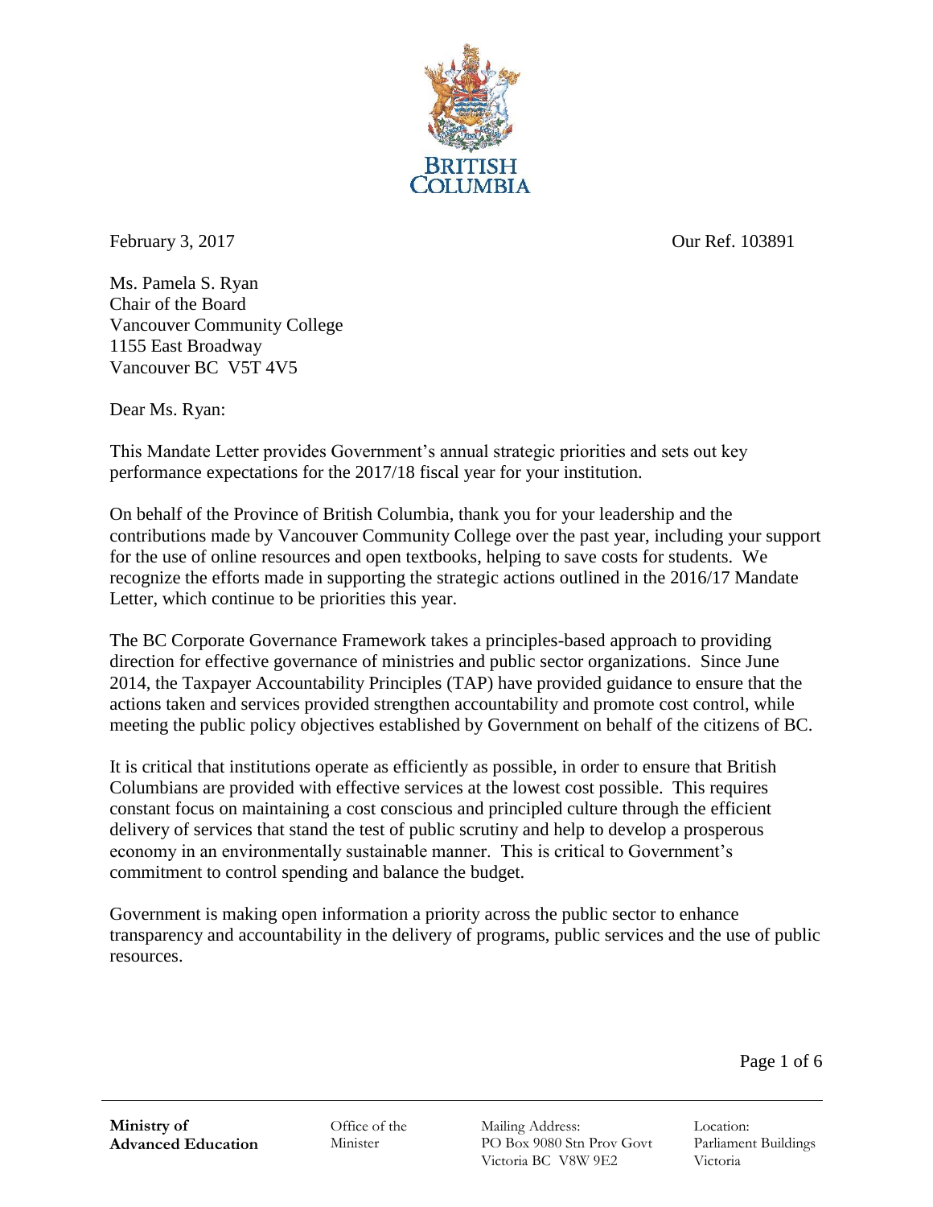BRITISH COLUMBIA

February 3, 2017

Our Ref. 103891

Ms. Pamela S. Ryan
Chair of the Board
Vancouver Community College
1155 East Broadway
Vancouver BC V5T 4V5

Dear Ms. Ryan:

This Mandate Letter provides Government's annual strategic priorities and sets out key performance expectations for the 2017/18 fiscal year for your institution.

On behalf of the Province of British Columbia, thank you for your leadership and the contributions made by Vancouver Community College over the past year, including your support for the use of online resources and open textbooks, helping to save costs for students. We recognize the efforts made in supporting the strategic actions outlined in the 2016/17 Mandate Letter, which continue to be priorities this year.

The BC Corporate Governance Framework takes a principles-based approach to providing direction for effective governance of ministries and public sector organizations. Since June 2014, the Taxpayer Accountability Principles (TAP) have provided guidance to ensure that the actions taken and services provided strengthen accountability and promote cost control, while meeting the public policy objectives established by Government on behalf of the citizens of BC.

It is critical that institutions operate as efficiently as possible, in order to ensure that British Columbians are provided with effective services at the lowest cost possible. This requires constant focus on maintaining a cost conscious and principled culture through the efficient delivery of services that stand the test of public scrutiny and help to develop a prosperous economy in an environmentally sustainable manner. This is critical to Government's commitment to control spending and balance the budget.

Government is making open information a priority across the public sector to enhance transparency and accountability in the delivery of programs, public services and the use of public resources.

**Ministry of Advanced Education** | Office of the Minister | Mailing Address: PO Box 9080 Stn Prov Govt Victoria BC V8W 9E2 | Location: Parliament Buildings Victoria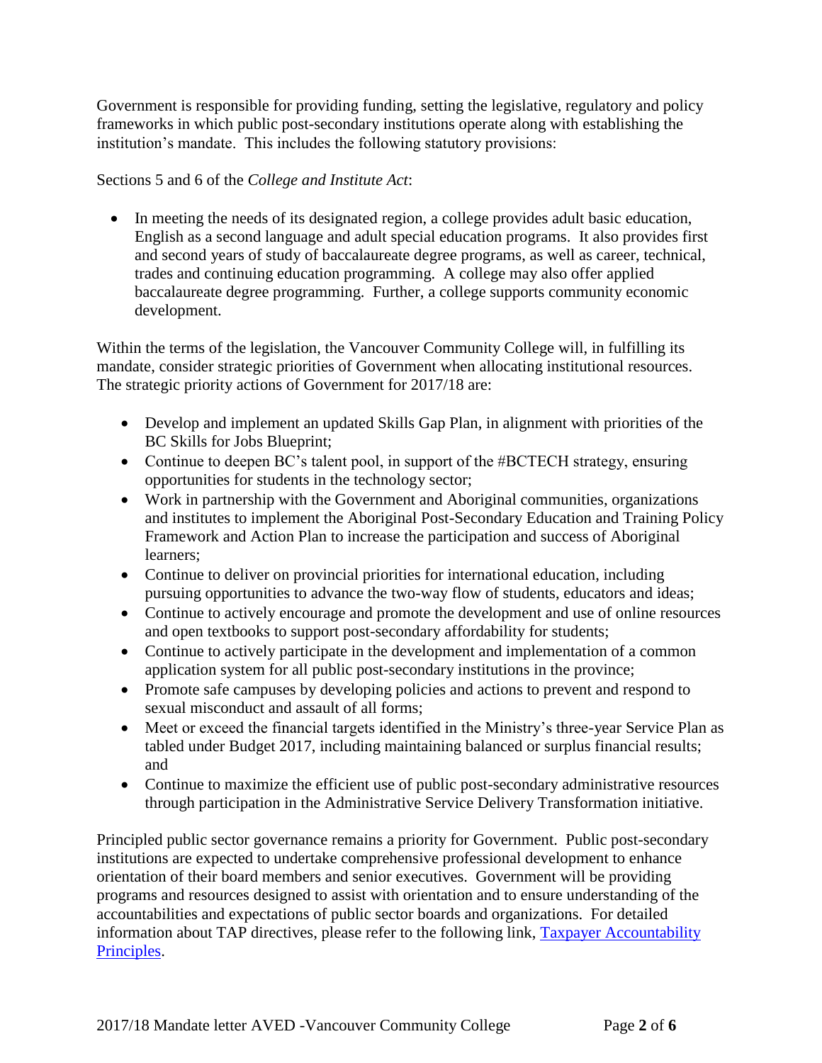Government is responsible for providing funding, setting the legislative, regulatory and policy frameworks in which public post-secondary institutions operate along with establishing the institution's mandate. This includes the following statutory provisions:

Sections 5 and 6 of the *College and Institute Act*:

- In meeting the needs of its designated region, a college provides adult basic education, English as a second language and adult special education programs. It also provides first and second years of study of baccalaureate degree programs, as well as career, technical, trades and continuing education programming. A college may also offer applied baccalaureate degree programming. Further, a college supports community economic development.

Within the terms of the legislation, the Vancouver Community College will, in fulfilling its mandate, consider strategic priorities of Government when allocating institutional resources. The strategic priority actions of Government for 2017/18 are:

- Develop and implement an updated Skills Gap Plan, in alignment with priorities of the BC Skills for Jobs Blueprint;
- Continue to deepen BC's talent pool, in support of the #BCTECH strategy, ensuring opportunities for students in the technology sector;
- Work in partnership with the Government and Aboriginal communities, organizations and institutes to implement the Aboriginal Post-Secondary Education and Training Policy Framework and Action Plan to increase the participation and success of Aboriginal learners;
- Continue to deliver on provincial priorities for international education, including pursuing opportunities to advance the two-way flow of students, educators and ideas;
- Continue to actively encourage and promote the development and use of online resources and open textbooks to support post-secondary affordability for students;
- Continue to actively participate in the development and implementation of a common application system for all public post-secondary institutions in the province;
- Promote safe campuses by developing policies and actions to prevent and respond to sexual misconduct and assault of all forms;
- Meet or exceed the financial targets identified in the Ministry's three-year Service Plan as tabled under Budget 2017, including maintaining balanced or surplus financial results; and
- Continue to maximize the efficient use of public post-secondary administrative resources through participation in the Administrative Service Delivery Transformation initiative.

Principled public sector governance remains a priority for Government. Public post-secondary institutions are expected to undertake comprehensive professional development to enhance orientation of their board members and senior executives. Government will be providing programs and resources designed to assist with orientation and to ensure understanding of the accountabilities and expectations of public sector boards and organizations. For detailed information about TAP directives, please refer to the following link, Taxpayer Accountability Principles.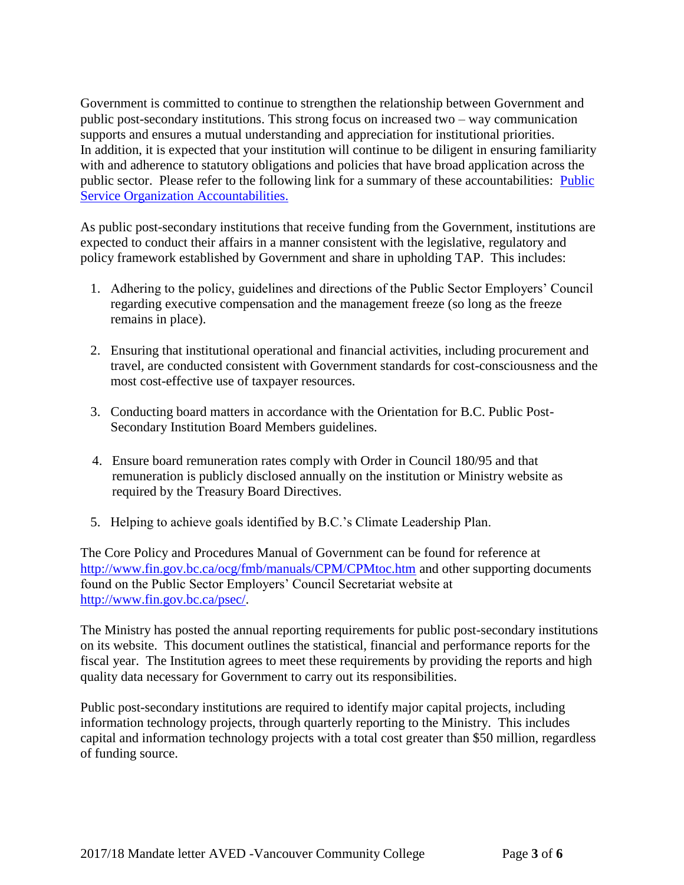Government is committed to continue to strengthen the relationship between Government and public post-secondary institutions. This strong focus on increased two – way communication supports and ensures a mutual understanding and appreciation for institutional priorities. In addition, it is expected that your institution will continue to be diligent in ensuring familiarity with and adherence to statutory obligations and policies that have broad application across the public sector. Please refer to the following link for a summary of these accountabilities: [Public Service Organization Accountabilities.]()

As public post-secondary institutions that receive funding from the Government, institutions are expected to conduct their affairs in a manner consistent with the legislative, regulatory and policy framework established by Government and share in upholding TAP. This includes:

1. Adhering to the policy, guidelines and directions of the Public Sector Employers' Council regarding executive compensation and the management freeze (so long as the freeze remains in place).

2. Ensuring that institutional operational and financial activities, including procurement and travel, are conducted consistent with Government standards for cost-consciousness and the most cost-effective use of taxpayer resources.

3. Conducting board matters in accordance with the Orientation for B.C. Public Post-Secondary Institution Board Members guidelines.

4. Ensure board remuneration rates comply with Order in Council 180/95 and that remuneration is publicly disclosed annually on the institution or Ministry website as required by the Treasury Board Directives.

5. Helping to achieve goals identified by B.C.'s Climate Leadership Plan.

The Core Policy and Procedures Manual of Government can be found for reference at http://www.fin.gov.bc.ca/ocg/fmb/manuals/CPM/CPMtoc.htm and other supporting documents found on the Public Sector Employers' Council Secretariat website at http://www.fin.gov.bc.ca/psec/.

The Ministry has posted the annual reporting requirements for public post-secondary institutions on its website. This document outlines the statistical, financial and performance reports for the fiscal year. The Institution agrees to meet these requirements by providing the reports and high quality data necessary for Government to carry out its responsibilities.

Public post-secondary institutions are required to identify major capital projects, including information technology projects, through quarterly reporting to the Ministry. This includes capital and information technology projects with a total cost greater than $50 million, regardless of funding source.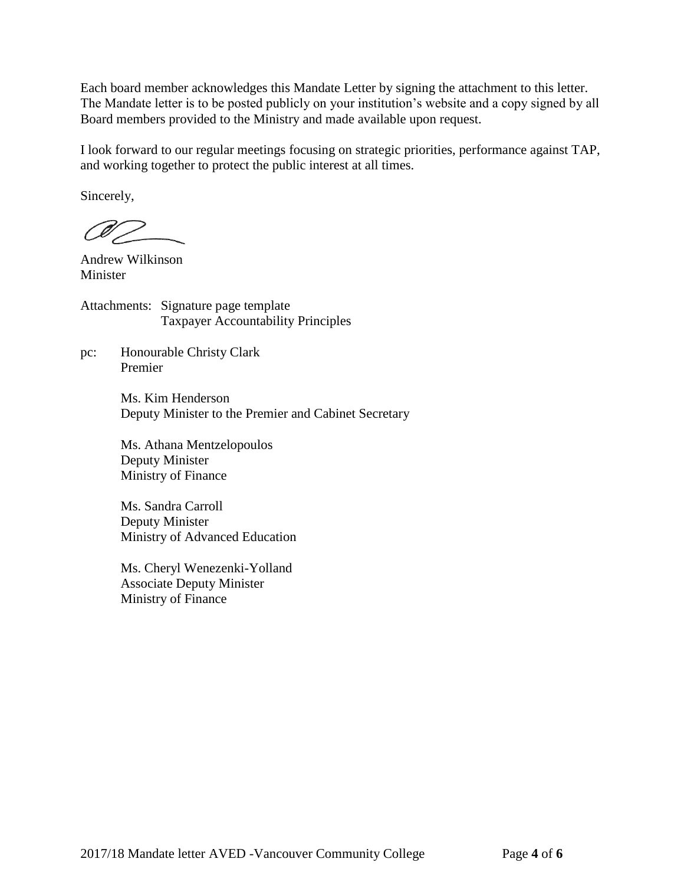Each board member acknowledges this Mandate Letter by signing the attachment to this letter. The Mandate letter is to be posted publicly on your institution's website and a copy signed by all Board members provided to the Ministry and made available upon request.

I look forward to our regular meetings focusing on strategic priorities, performance against TAP, and working together to protect the public interest at all times.

Sincerely,

Andrew Wilkinson
Minister

Attachments: Signature page template
Taxpayer Accountability Principles

pc: Honourable Christy Clark
Premier

Ms. Kim Henderson
Deputy Minister to the Premier and Cabinet Secretary

Ms. Athana Mentzelopoulos
Deputy Minister
Ministry of Finance

Ms. Sandra Carroll
Deputy Minister
Ministry of Advanced Education

Ms. Cheryl Wenezenki-Yolland
Associate Deputy Minister
Ministry of Finance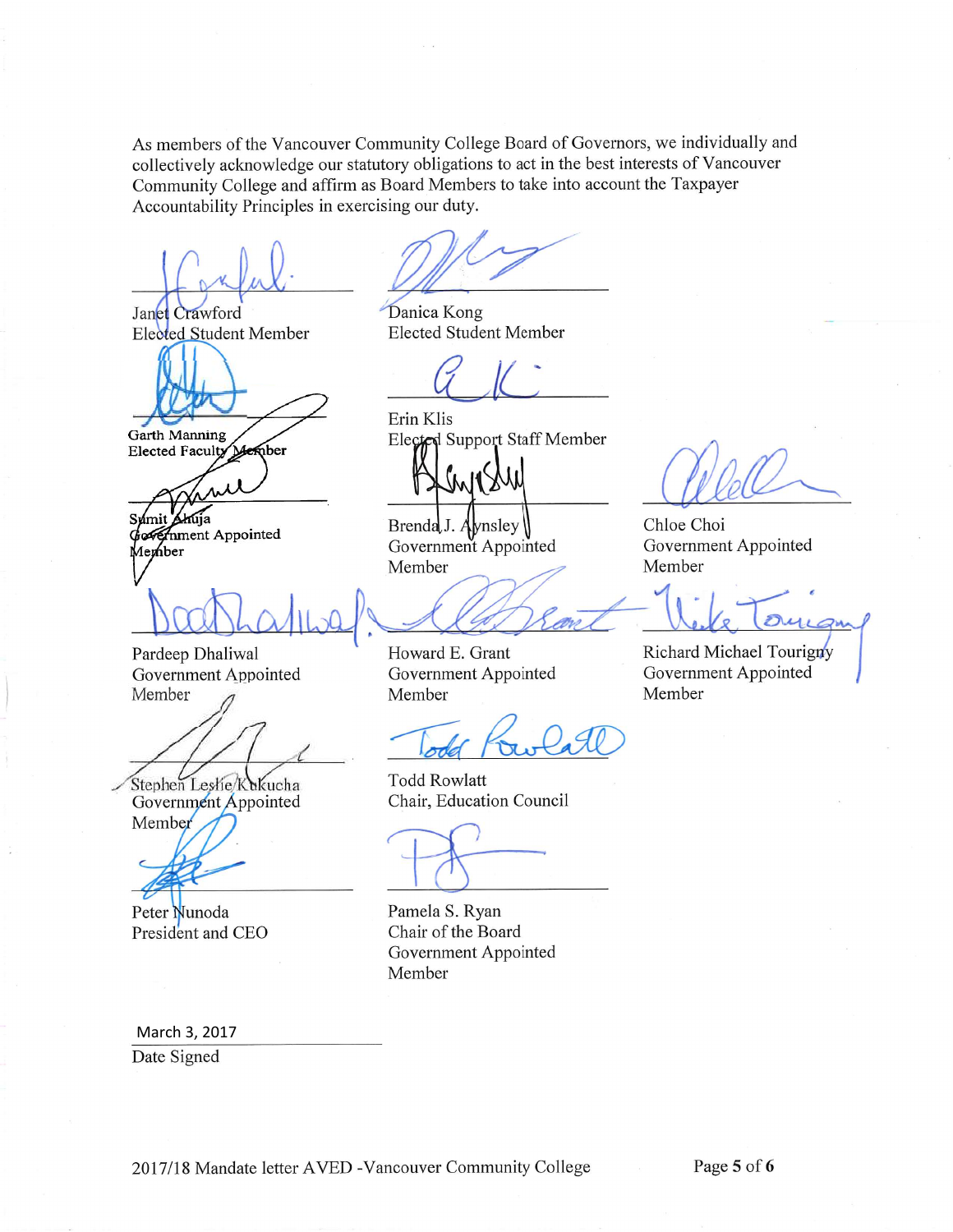As members of the Vancouver Community College Board of Governors, we individually and collectively acknowledge our statutory obligations to act in the best interests of Vancouver Community College and affirm as Board Members to take into account the Taxpayer Accountability Principles in exercising our duty.

Janet Crawford
Elected Student Member

Danica Kong
Elected Student Member

Garth Manning
Elected Faculty Member

Erin Klis
Elected Support Staff Member

Sumit Ahuja
Government Appointed Member

Brenda J. Aynsley
Government Appointed Member

Chloe Choi
Government Appointed Member

Pardeep Dhaliwal
Government Appointed Member

Howard E. Grant
Government Appointed Member

Richard Michael Tourigny
Government Appointed Member

Stephen Leslie Kukucha
Government Appointed Member

Todd Rowlatt
Chair, Education Council

Peter Nunoda
President and CEO

Pamela S. Ryan
Chair of the Board
Government Appointed Member

March 3, 2017
Date Signed

2017/18 Mandate letter AVED -Vancouver Community College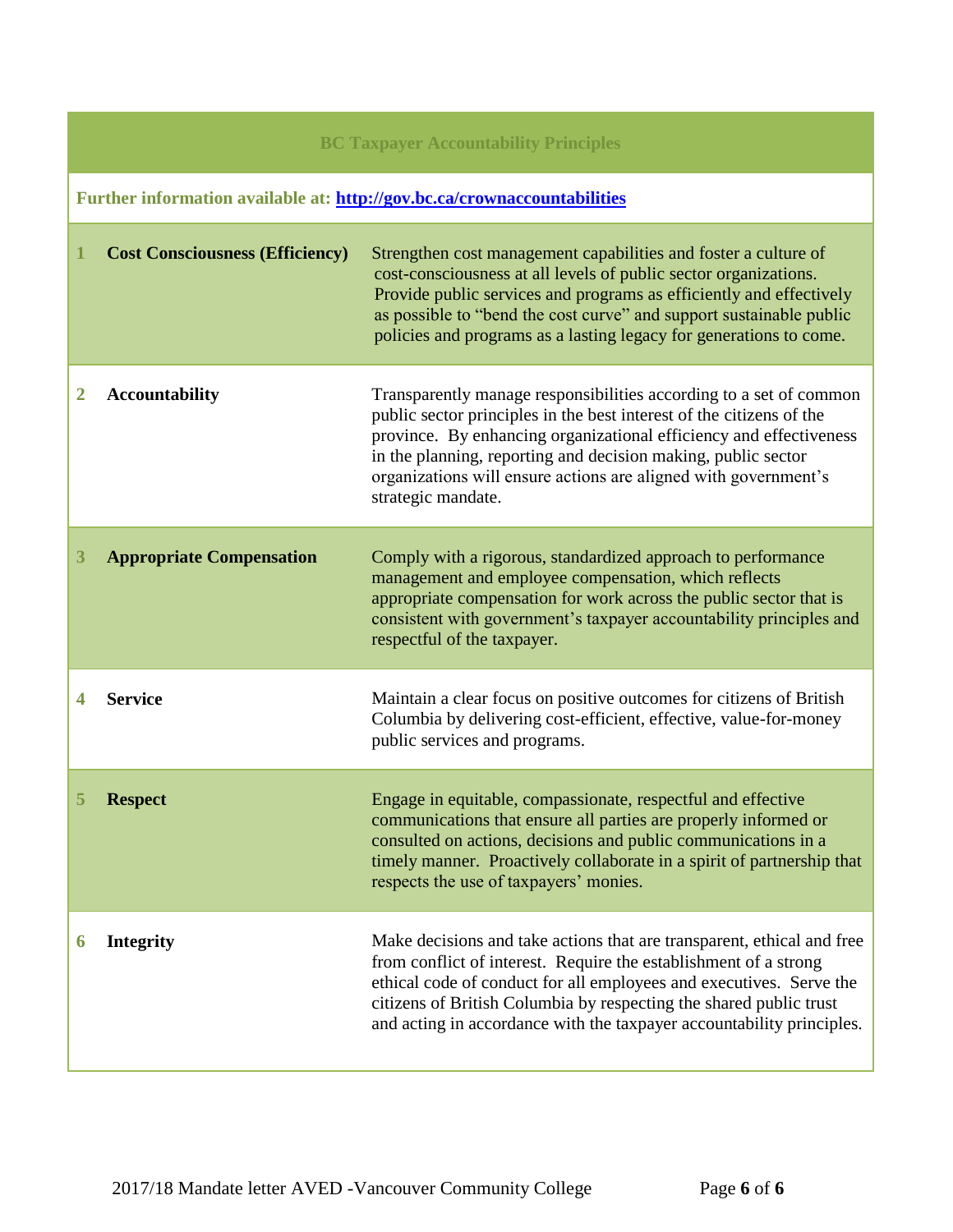| BC Taxpayer Accountability Principles | | |
| --- | --- | --- |
| **Further information available at:** [http://gov.bc.ca/crownaccountabilities](http://gov.bc.ca/crownaccountabilities) | | |
| 1 | **Cost Consciousness (Efficiency)** | Strengthen cost management capabilities and foster a culture of cost-consciousness at all levels of public sector organizations. Provide public services and programs as efficiently and effectively as possible to "bend the cost curve" and support sustainable public policies and programs as a lasting legacy for generations to come. |
| 2 | **Accountability** | Transparently manage responsibilities according to a set of common public sector principles in the best interest of the citizens of the province. By enhancing organizational efficiency and effectiveness in the planning, reporting and decision making, public sector organizations will ensure actions are aligned with government's strategic mandate. |
| 3 | **Appropriate Compensation** | Comply with a rigorous, standardized approach to performance management and employee compensation, which reflects appropriate compensation for work across the public sector that is consistent with government's taxpayer accountability principles and respectful of the taxpayer. |
| 4 | **Service** | Maintain a clear focus on positive outcomes for citizens of British Columbia by delivering cost-efficient, effective, value-for-money public services and programs. |
| 5 | **Respect** | Engage in equitable, compassionate, respectful and effective communications that ensure all parties are properly informed or consulted on actions, decisions and public communications in a timely manner. Proactively collaborate in a spirit of partnership that respects the use of taxpayers' monies. |
| 6 | **Integrity** | Make decisions and take actions that are transparent, ethical and free from conflict of interest. Require the establishment of a strong ethical code of conduct for all employees and executives. Serve the citizens of British Columbia by respecting the shared public trust and acting in accordance with the taxpayer accountability principles. |